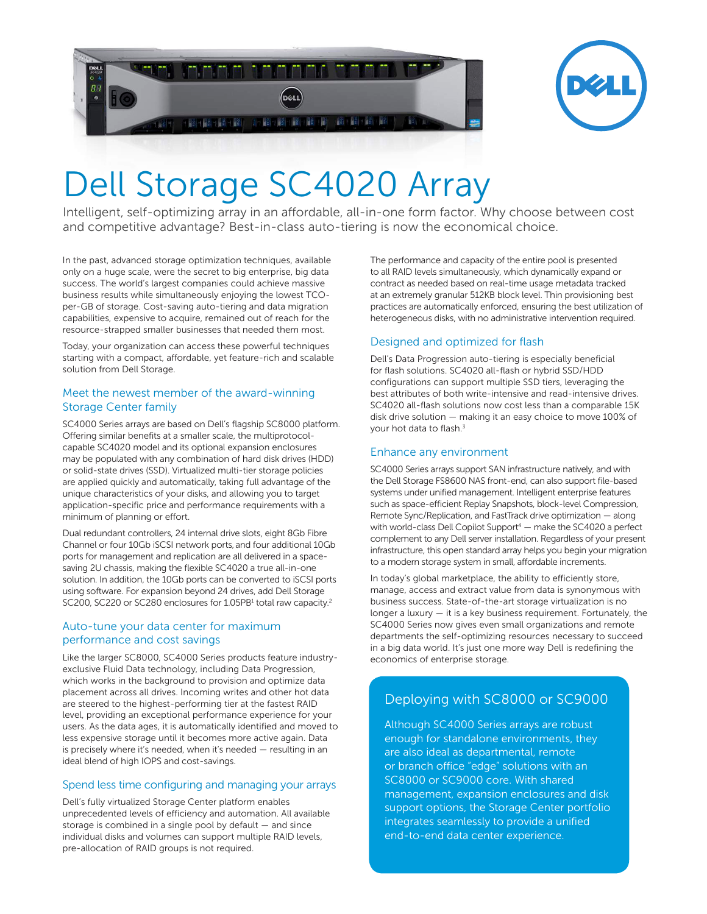# Dell Storage SC4020 Array

Intelligent, self-optimizing array in an affordable, all-in-one form factor. Why choose between cost and competitive advantage? Best-in-class auto-tiering is now the economical choice.

In the past, advanced storage optimization techniques, available only on a huge scale, were the secret to big enterprise, big data success. The world's largest companies could achieve massive business results while simultaneously enjoying the lowest TCO-per-GB of storage. Cost-saving auto-tiering and data migration capabilities, expensive to acquire, remained out of reach for the resource-strapped smaller businesses that needed them most.

Today, your organization can access these powerful techniques starting with a compact, affordable, yet feature-rich and scalable solution from Dell Storage.

## Meet the newest member of the award-winning Storage Center family

SC4000 Series arrays are based on Dell's flagship SC8000 platform. Offering similar benefits at a smaller scale, the multiprotocol-capable SC4020 model and its optional expansion enclosures may be populated with any combination of hard disk drives (HDD) or solid-state drives (SSD). Virtualized multi-tier storage policies are applied quickly and automatically, taking full advantage of the unique characteristics of your disks, and allowing you to target application-specific price and performance requirements with a minimum of planning or effort.

Dual redundant controllers, 24 internal drive slots, eight 8Gb Fibre Channel or four 10Gb iSCSI network ports, and four additional 10Gb ports for management and replication are all delivered in a space-saving 2U chassis, making the flexible SC4020 a true all-in-one solution. In addition, the 10Gb ports can be converted to iSCSI ports using software. For expansion beyond 24 drives, add Dell Storage SC200, SC220 or SC280 enclosures for 1.05PB[1] total raw capacity.[2]

## Auto-tune your data center for maximum performance and cost savings

Like the larger SC8000, SC4000 Series products feature industry-exclusive Fluid Data technology, including Data Progression, which works in the background to provision and optimize data placement across all drives. Incoming writes and other hot data are steered to the highest-performing tier at the fastest RAID level, providing an exceptional performance experience for your users. As the data ages, it is automatically identified and moved to less expensive storage until it becomes more active again. Data is precisely where it's needed, when it's needed — resulting in an ideal blend of high IOPS and cost-savings.

## Spend less time configuring and managing your arrays

Dell's fully virtualized Storage Center platform enables unprecedented levels of efficiency and automation. All available storage is combined in a single pool by default — and since individual disks and volumes can support multiple RAID levels, pre-allocation of RAID groups is not required.

The performance and capacity of the entire pool is presented to all RAID levels simultaneously, which dynamically expand or contract as needed based on real-time usage metadata tracked at an extremely granular 512KB block level. Thin provisioning best practices are automatically enforced, ensuring the best utilization of heterogeneous disks, with no administrative intervention required.

## Designed and optimized for flash

Dell's Data Progression auto-tiering is especially beneficial for flash solutions. SC4020 all-flash or hybrid SSD/HDD configurations can support multiple SSD tiers, leveraging the best attributes of both write-intensive and read-intensive drives. SC4020 all-flash solutions now cost less than a comparable 15K disk drive solution — making it an easy choice to move 100% of your hot data to flash.[3]

## Enhance any environment

SC4000 Series arrays support SAN infrastructure natively, and with the Dell Storage FS8600 NAS front-end, can also support file-based systems under unified management. Intelligent enterprise features such as space-efficient Replay Snapshots, block-level Compression, Remote Sync/Replication, and FastTrack drive optimization — along with world-class Dell Copilot Support[4] — make the SC4020 a perfect complement to any Dell server installation. Regardless of your present infrastructure, this open standard array helps you begin your migration to a modern storage system in small, affordable increments.

In today's global marketplace, the ability to efficiently store, manage, access and extract value from data is synonymous with business success. State-of-the-art storage virtualization is no longer a luxury — it is a key business requirement. Fortunately, the SC4000 Series now gives even small organizations and remote departments the self-optimizing resources necessary to succeed in a big data world. It's just one more way Dell is redefining the economics of enterprise storage.

## Deploying with SC8000 or SC9000

Although SC4000 Series arrays are robust enough for standalone environments, they are also ideal as departmental, remote or branch office "edge" solutions with an SC8000 or SC9000 core. With shared management, expansion enclosures and disk support options, the Storage Center portfolio integrates seamlessly to provide a unified end-to-end data center experience.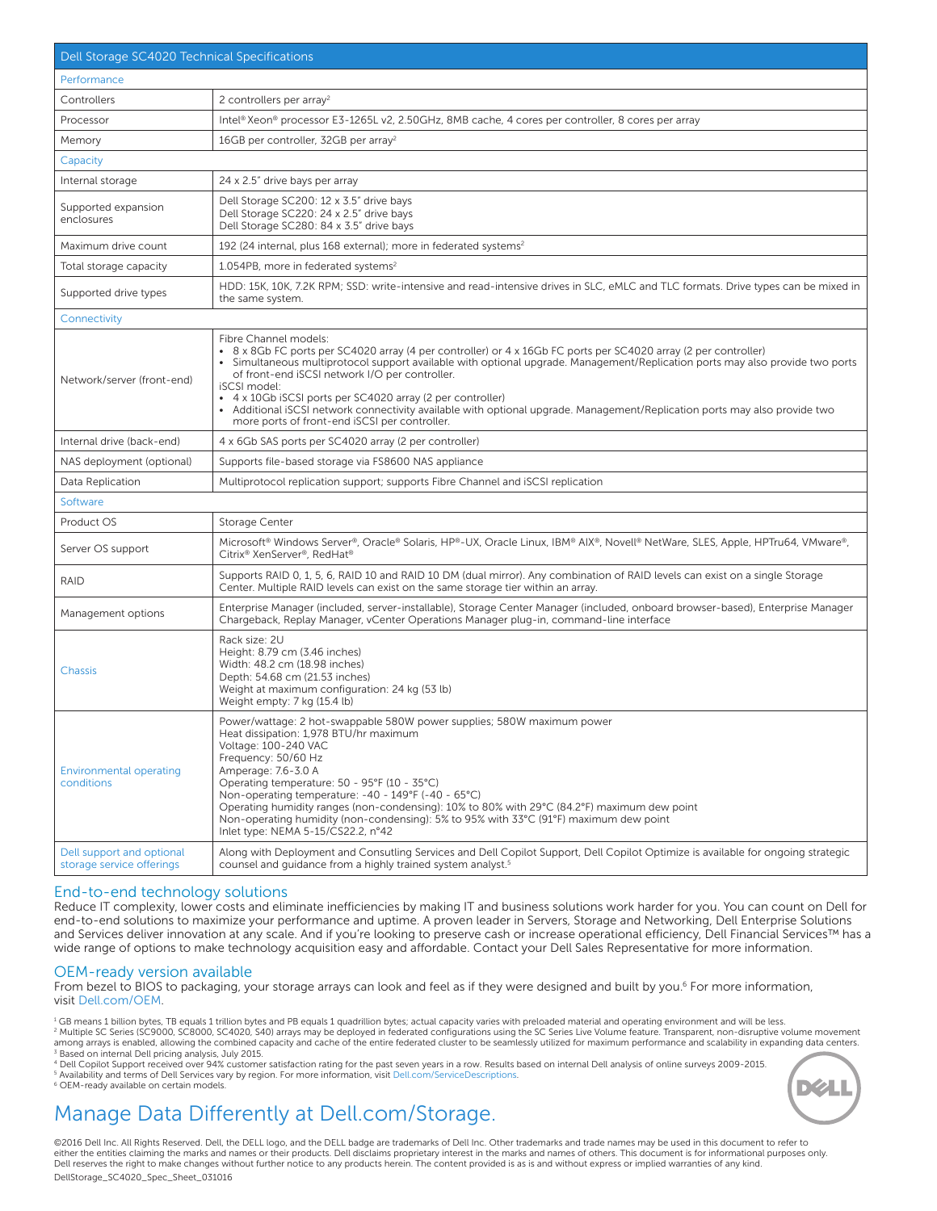| Dell Storage SC4020 Technical Specifications | |
|---|---|
| **Performance** | |
| Controllers | 2 controllers per array[2] |
| Processor | Intel® Xeon® processor E3-1265L v2, 2.50GHz, 8MB cache, 4 cores per controller, 8 cores per array |
| Memory | 16GB per controller, 32GB per array[2] |
| **Capacity** | |
| Internal storage | 24 x 2.5" drive bays per array |
| Supported expansion enclosures | Dell Storage SC200: 12 x 3.5" drive bays<br>Dell Storage SC220: 24 x 2.5" drive bays<br>Dell Storage SC280: 84 x 3.5" drive bays |
| Maximum drive count | 192 (24 internal, plus 168 external); more in federated systems[2] |
| Total storage capacity | 1.054PB, more in federated systems[2] |
| Supported drive types | HDD: 15K, 10K, 7.2K RPM; SSD: write-intensive and read-intensive drives in SLC, eMLC and TLC formats. Drive types can be mixed in the same system. |
| **Connectivity** | |
| Network/server (front-end) | Fibre Channel models:<br>• 8 x 8Gb FC ports per SC4020 array (4 per controller) or 4 x 16Gb FC ports per SC4020 array (2 per controller)<br>• Simultaneous multiprotocol support available with optional upgrade. Management/Replication ports may also provide two ports of front-end iSCSI network I/O per controller.<br>iSCSI model:<br>• 4 x 10Gb iSCSI ports per SC4020 array (2 per controller)<br>• Additional iSCSI network connectivity available with optional upgrade. Management/Replication ports may also provide two more ports of front-end iSCSI per controller. |
| Internal drive (back-end) | 4 x 6Gb SAS ports per SC4020 array (2 per controller) |
| NAS deployment (optional) | Supports file-based storage via FS8600 NAS appliance |
| Data Replication | Multiprotocol replication support; supports Fibre Channel and iSCSI replication |
| **Software** | |
| Product OS | Storage Center |
| Server OS support | Microsoft® Windows Server®, Oracle® Solaris, HP®-UX, Oracle Linux, IBM® AIX®, Novell® NetWare, SLES, Apple, HPTru64, VMware®, Citrix® XenServer®, RedHat® |
| RAID | Supports RAID 0, 1, 5, 6, RAID 10 and RAID 10 DM (dual mirror). Any combination of RAID levels can exist on a single Storage Center. Multiple RAID levels can exist on the same storage tier within an array. |
| Management options | Enterprise Manager (included, server-installable), Storage Center Manager (included, onboard browser-based), Enterprise Manager Chargeback, Replay Manager, vCenter Operations Manager plug-in, command-line interface |
| **Chassis** | Rack size: 2U<br>Height: 8.79 cm (3.46 inches)<br>Width: 48.2 cm (18.98 inches)<br>Depth: 54.68 cm (21.53 inches)<br>Weight at maximum configuration: 24 kg (53 lb)<br>Weight empty: 7 kg (15.4 lb) |
| **Environmental operating conditions** | Power/wattage: 2 hot-swappable 580W power supplies; 580W maximum power<br>Heat dissipation: 1,978 BTU/hr maximum<br>Voltage: 100-240 VAC<br>Frequency: 50/60 Hz<br>Amperage: 7.6-3.0 A<br>Operating temperature: 50 - 95°F (10 - 35°C)<br>Non-operating temperature: -40 - 149°F (-40 - 65°C)<br>Operating humidity ranges (non-condensing): 10% to 80% with 29°C (84.2°F) maximum dew point<br>Non-operating humidity (non-condensing): 5% to 95% with 33°C (91°F) maximum dew point<br>Inlet type: NEMA 5-15/CS22.2, n°42 |
| **Dell support and optional storage service offerings** | Along with Deployment and Consulting Services and Dell Copilot Support, Dell Copilot Optimize is available for ongoing strategic counsel and guidance from a highly trained system analyst.[5] |

## End-to-end technology solutions

Reduce IT complexity, lower costs and eliminate inefficiencies by making IT and business solutions work harder for you. You can count on Dell for end-to-end solutions to maximize your performance and uptime. A proven leader in Servers, Storage and Networking, Dell Enterprise Solutions and Services deliver innovation at any scale. And if you're looking to preserve cash or increase operational efficiency, Dell Financial Services™ has a wide range of options to make technology acquisition easy and affordable. Contact your Dell Sales Representative for more information.

## OEM-ready version available

From bezel to BIOS to packaging, your storage arrays can look and feel as if they were designed and built by you.[6] For more information, visit Dell.com/OEM.

[1] GB means 1 billion bytes, TB equals 1 trillion bytes and PB equals 1 quadrillion bytes; actual capacity varies with preloaded material and operating environment and will be less.
[2] Multiple SC Series (SC9000, SC8000, SC4020, S40) arrays may be deployed in federated configurations using the SC Series Live Volume feature. Transparent, non-disruptive volume movement among arrays is enabled, allowing the combined capacity and cache of the entire federated cluster to be seamlessly utilized for maximum performance and scalability in expanding data centers.
[3] Based on internal Dell pricing analysis, July 2015.
[4] Dell Copilot Support received over 94% customer satisfaction rating for the past seven years in a row. Results based on internal Dell analysis of online surveys 2009-2015.
[5] Availability and terms of Dell Services vary by region. For more information, visit Dell.com/ServiceDescriptions.
[6] OEM-ready available on certain models.

# Manage Data Differently at Dell.com/Storage.

©2016 Dell Inc. All Rights Reserved. Dell, the DELL logo, and the DELL badge are trademarks of Dell Inc. Other trademarks and trade names may be used in this document to refer to either the entities claiming the marks and names or their products. Dell disclaims proprietary interest in the marks and names of others. This document is for informational purposes only. Dell reserves the right to make changes without further notice to any products herein. The content provided is as is and without express or implied warranties of any kind.

DellStorage_SC4020_Spec_Sheet_031016